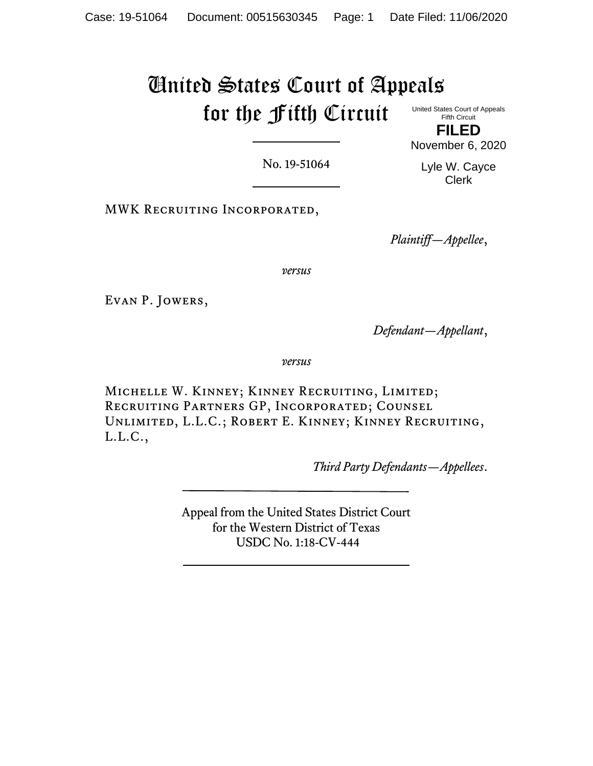# United States Court of Appeals for the Fifth Circuit

United States Court of Appeals
Fifth Circuit

**FILED**

November 6, 2020

Lyle W. Cayce
Clerk

No. 19-51064

---

MWK Recruiting Incorporated,

*Plaintiff—Appellee*,

*versus*

Evan P. Jowers,

*Defendant—Appellant*,

*versus*

Michelle W. Kinney; Kinney Recruiting, Limited; Recruiting Partners GP, Incorporated; Counsel Unlimited, L.L.C.; Robert E. Kinney; Kinney Recruiting, L.L.C.,

*Third Party Defendants—Appellees*.

---

Appeal from the United States District Court
for the Western District of Texas
USDC No. 1:18-CV-444

---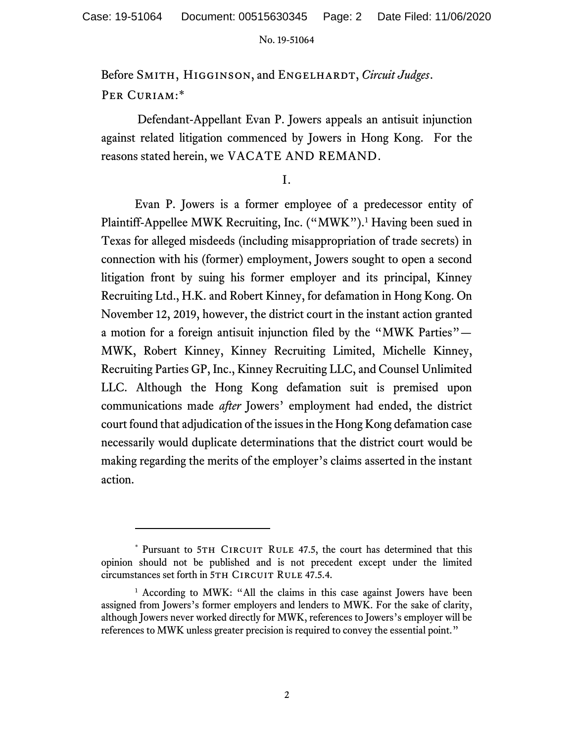Before SMITH, HIGGINSON, and ENGELHARDT, *Circuit Judges*.

PER CURIAM:*

Defendant-Appellant Evan P. Jowers appeals an antisuit injunction against related litigation commenced by Jowers in Hong Kong. For the reasons stated herein, we VACATE AND REMAND.

I.

Evan P. Jowers is a former employee of a predecessor entity of Plaintiff-Appellee MWK Recruiting, Inc. ("MWK").[1] Having been sued in Texas for alleged misdeeds (including misappropriation of trade secrets) in connection with his (former) employment, Jowers sought to open a second litigation front by suing his former employer and its principal, Kinney Recruiting Ltd., H.K. and Robert Kinney, for defamation in Hong Kong. On November 12, 2019, however, the district court in the instant action granted a motion for a foreign antisuit injunction filed by the "MWK Parties"—MWK, Robert Kinney, Kinney Recruiting Limited, Michelle Kinney, Recruiting Parties GP, Inc., Kinney Recruiting LLC, and Counsel Unlimited LLC. Although the Hong Kong defamation suit is premised upon communications made *after* Jowers' employment had ended, the district court found that adjudication of the issues in the Hong Kong defamation case necessarily would duplicate determinations that the district court would be making regarding the merits of the employer's claims asserted in the instant action.

---

\* Pursuant to 5TH CIRCUIT RULE 47.5, the court has determined that this opinion should not be published and is not precedent except under the limited circumstances set forth in 5TH CIRCUIT RULE 47.5.4.

[1] According to MWK: "All the claims in this case against Jowers have been assigned from Jowers's former employers and lenders to MWK. For the sake of clarity, although Jowers never worked directly for MWK, references to Jowers's employer will be references to MWK unless greater precision is required to convey the essential point."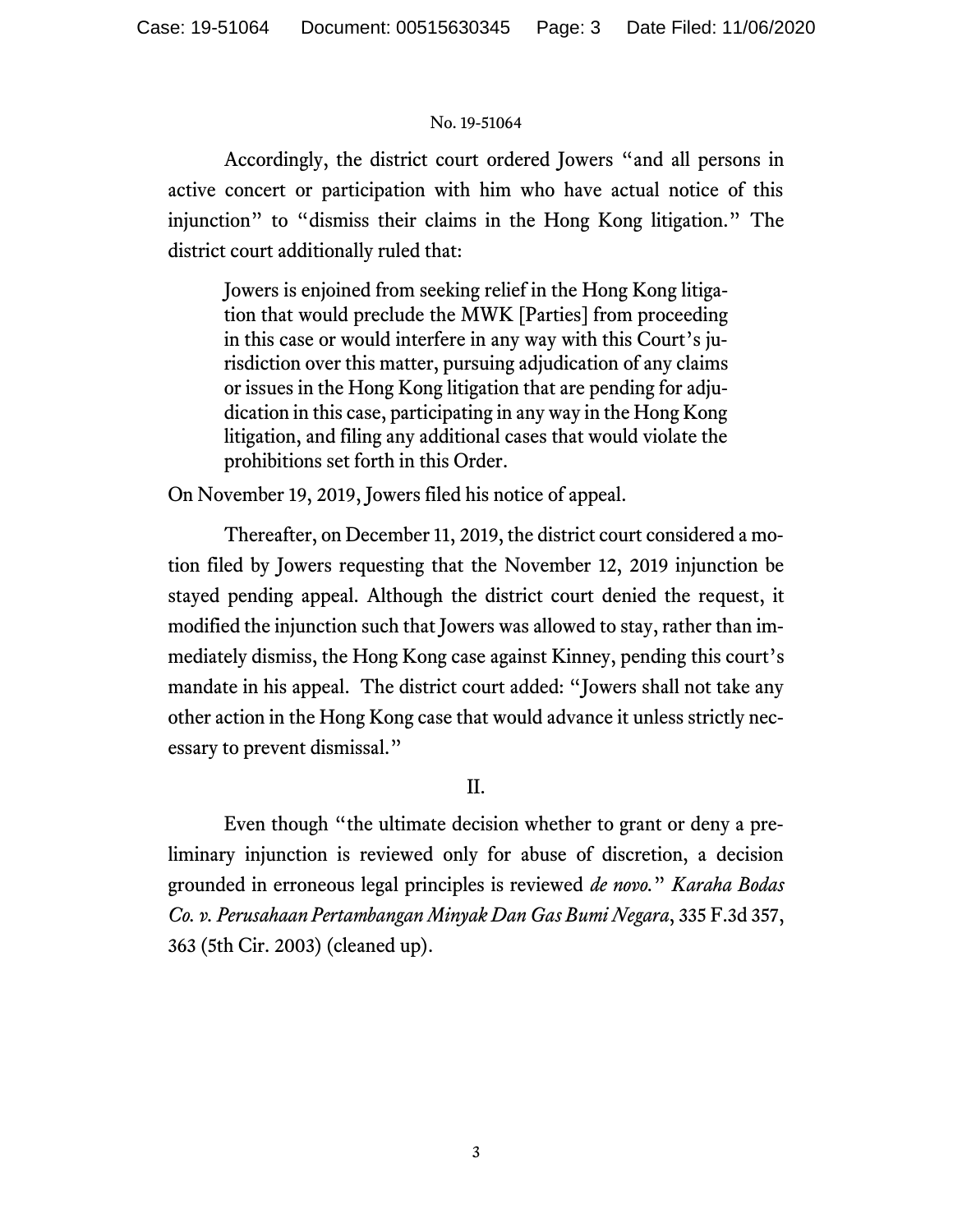Accordingly, the district court ordered Jowers "and all persons in active concert or participation with him who have actual notice of this injunction" to "dismiss their claims in the Hong Kong litigation." The district court additionally ruled that:

> Jowers is enjoined from seeking relief in the Hong Kong litigation that would preclude the MWK [Parties] from proceeding in this case or would interfere in any way with this Court's jurisdiction over this matter, pursuing adjudication of any claims or issues in the Hong Kong litigation that are pending for adjudication in this case, participating in any way in the Hong Kong litigation, and filing any additional cases that would violate the prohibitions set forth in this Order.

On November 19, 2019, Jowers filed his notice of appeal.

Thereafter, on December 11, 2019, the district court considered a motion filed by Jowers requesting that the November 12, 2019 injunction be stayed pending appeal. Although the district court denied the request, it modified the injunction such that Jowers was allowed to stay, rather than immediately dismiss, the Hong Kong case against Kinney, pending this court's mandate in his appeal. The district court added: "Jowers shall not take any other action in the Hong Kong case that would advance it unless strictly necessary to prevent dismissal."

## II.

Even though "the ultimate decision whether to grant or deny a preliminary injunction is reviewed only for abuse of discretion, a decision grounded in erroneous legal principles is reviewed *de novo*." *Karaha Bodas Co. v. Perusahaan Pertambangan Minyak Dan Gas Bumi Negara*, 335 F.3d 357, 363 (5th Cir. 2003) (cleaned up).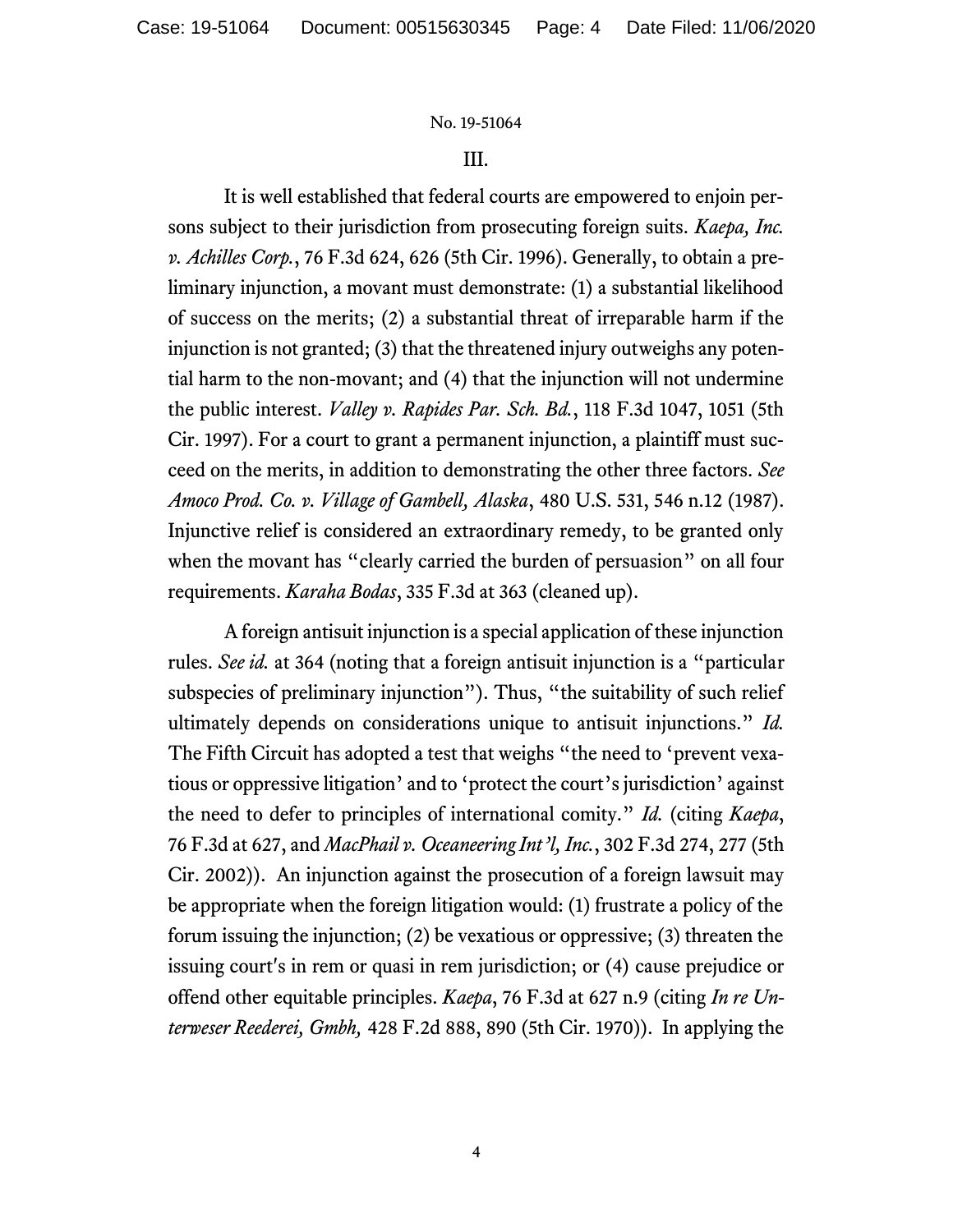### III.

It is well established that federal courts are empowered to enjoin persons subject to their jurisdiction from prosecuting foreign suits. *Kaepa, Inc. v. Achilles Corp.*, 76 F.3d 624, 626 (5th Cir. 1996). Generally, to obtain a preliminary injunction, a movant must demonstrate: (1) a substantial likelihood of success on the merits; (2) a substantial threat of irreparable harm if the injunction is not granted; (3) that the threatened injury outweighs any potential harm to the non-movant; and (4) that the injunction will not undermine the public interest. *Valley v. Rapides Par. Sch. Bd.*, 118 F.3d 1047, 1051 (5th Cir. 1997). For a court to grant a permanent injunction, a plaintiff must succeed on the merits, in addition to demonstrating the other three factors. *See Amoco Prod. Co. v. Village of Gambell, Alaska*, 480 U.S. 531, 546 n.12 (1987). Injunctive relief is considered an extraordinary remedy, to be granted only when the movant has "clearly carried the burden of persuasion" on all four requirements. *Karaha Bodas*, 335 F.3d at 363 (cleaned up).

A foreign antisuit injunction is a special application of these injunction rules. *See id.* at 364 (noting that a foreign antisuit injunction is a "particular subspecies of preliminary injunction"). Thus, "the suitability of such relief ultimately depends on considerations unique to antisuit injunctions." *Id.* The Fifth Circuit has adopted a test that weighs "the need to 'prevent vexatious or oppressive litigation' and to 'protect the court's jurisdiction' against the need to defer to principles of international comity." *Id.* (citing *Kaepa*, 76 F.3d at 627, and *MacPhail v. Oceaneering Int'l, Inc.*, 302 F.3d 274, 277 (5th Cir. 2002)). An injunction against the prosecution of a foreign lawsuit may be appropriate when the foreign litigation would: (1) frustrate a policy of the forum issuing the injunction; (2) be vexatious or oppressive; (3) threaten the issuing court's in rem or quasi in rem jurisdiction; or (4) cause prejudice or offend other equitable principles. *Kaepa*, 76 F.3d at 627 n.9 (citing *In re Unterweser Reederei, Gmbh,* 428 F.2d 888, 890 (5th Cir. 1970)). In applying the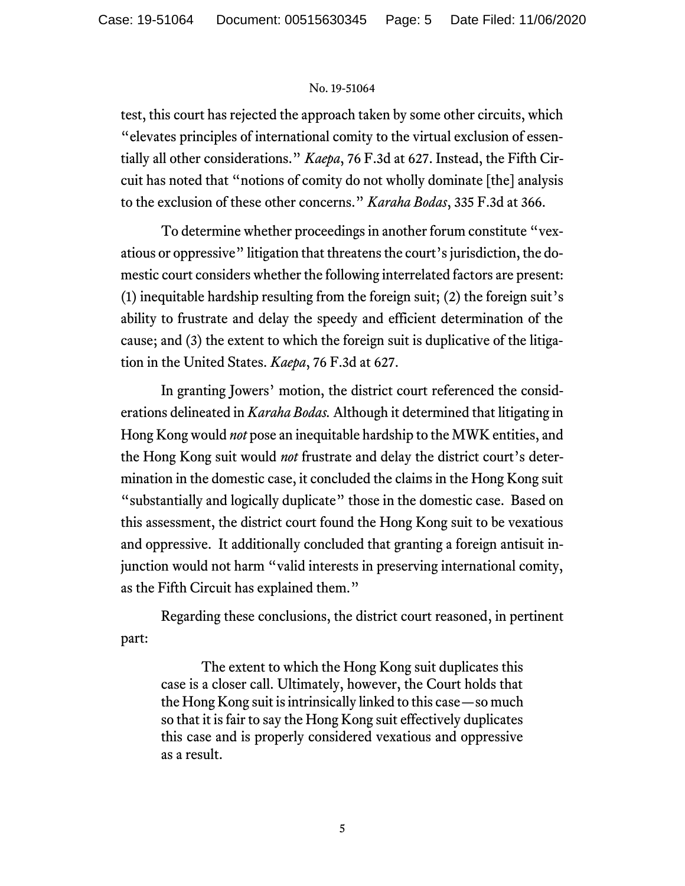test, this court has rejected the approach taken by some other circuits, which "elevates principles of international comity to the virtual exclusion of essentially all other considerations." *Kaepa*, 76 F.3d at 627. Instead, the Fifth Circuit has noted that "notions of comity do not wholly dominate [the] analysis to the exclusion of these other concerns." *Karaha Bodas*, 335 F.3d at 366.

To determine whether proceedings in another forum constitute "vexatious or oppressive" litigation that threatens the court's jurisdiction, the domestic court considers whether the following interrelated factors are present: (1) inequitable hardship resulting from the foreign suit; (2) the foreign suit's ability to frustrate and delay the speedy and efficient determination of the cause; and (3) the extent to which the foreign suit is duplicative of the litigation in the United States. *Kaepa*, 76 F.3d at 627.

In granting Jowers' motion, the district court referenced the considerations delineated in *Karaha Bodas.* Although it determined that litigating in Hong Kong would *not* pose an inequitable hardship to the MWK entities, and the Hong Kong suit would *not* frustrate and delay the district court's determination in the domestic case, it concluded the claims in the Hong Kong suit "substantially and logically duplicate" those in the domestic case. Based on this assessment, the district court found the Hong Kong suit to be vexatious and oppressive. It additionally concluded that granting a foreign antisuit injunction would not harm "valid interests in preserving international comity, as the Fifth Circuit has explained them."

Regarding these conclusions, the district court reasoned, in pertinent part:

> The extent to which the Hong Kong suit duplicates this case is a closer call. Ultimately, however, the Court holds that the Hong Kong suit is intrinsically linked to this case—so much so that it is fair to say the Hong Kong suit effectively duplicates this case and is properly considered vexatious and oppressive as a result.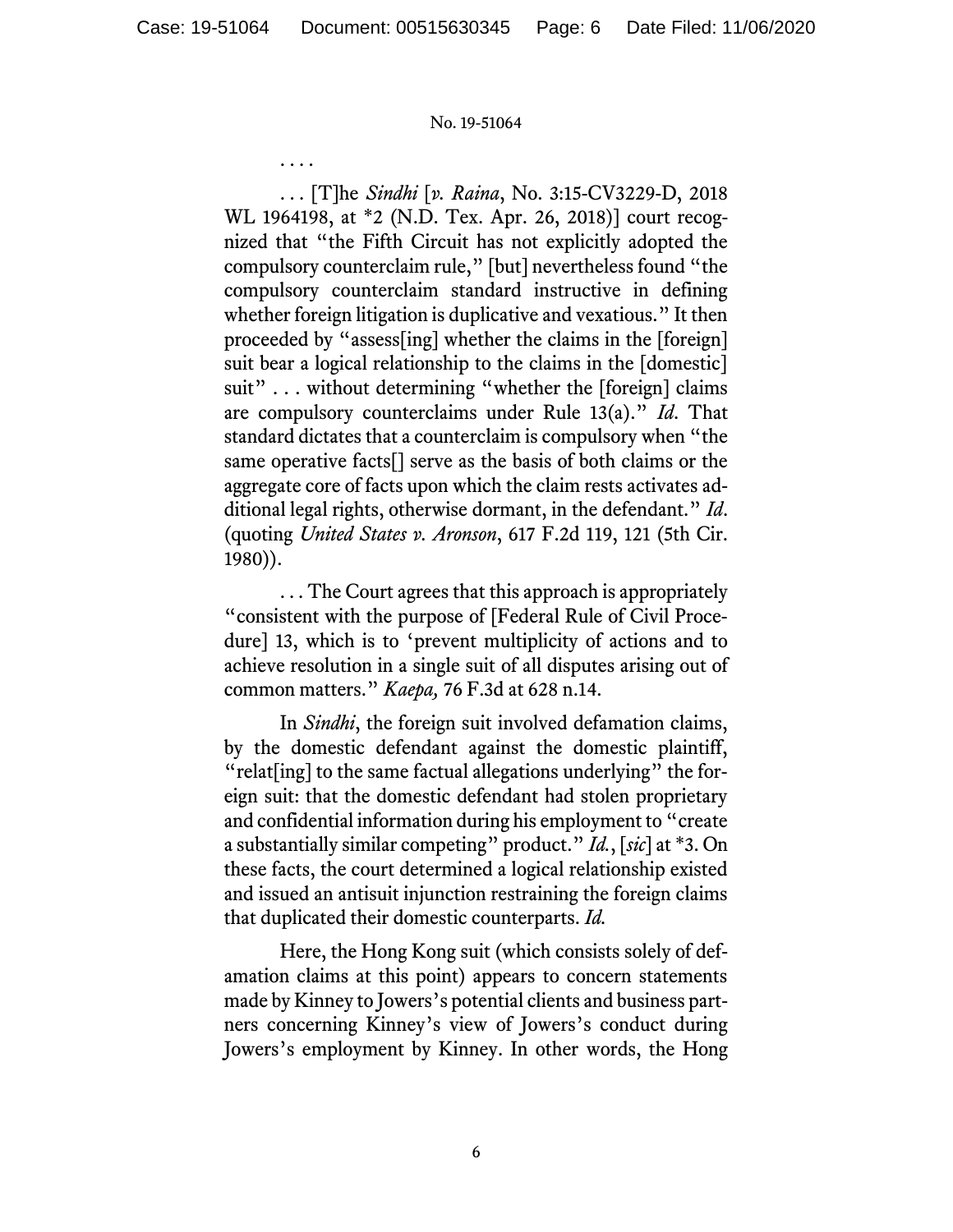. . . .

. . . [T]he *Sindhi* [*v. Raina*, No. 3:15-CV3229-D, 2018 WL 1964198, at *2 (N.D. Tex. Apr. 26, 2018)] court recognized that "the Fifth Circuit has not explicitly adopted the compulsory counterclaim rule," [but] nevertheless found "the compulsory counterclaim standard instructive in defining whether foreign litigation is duplicative and vexatious." It then proceeded by "assess[ing] whether the claims in the [foreign] suit bear a logical relationship to the claims in the [domestic] suit" . . . without determining "whether the [foreign] claims are compulsory counterclaims under Rule 13(a)." *Id.* That standard dictates that a counterclaim is compulsory when "the same operative facts[] serve as the basis of both claims or the aggregate core of facts upon which the claim rests activates additional legal rights, otherwise dormant, in the defendant." *Id.* (quoting *United States v. Aronson*, 617 F.2d 119, 121 (5th Cir. 1980)).

. . . The Court agrees that this approach is appropriately "consistent with the purpose of [Federal Rule of Civil Procedure] 13, which is to 'prevent multiplicity of actions and to achieve resolution in a single suit of all disputes arising out of common matters." *Kaepa,* 76 F.3d at 628 n.14.

In *Sindhi*, the foreign suit involved defamation claims, by the domestic defendant against the domestic plaintiff, "relat[ing] to the same factual allegations underlying" the foreign suit: that the domestic defendant had stolen proprietary and confidential information during his employment to "create a substantially similar competing" product." *Id.*, [*sic*] at *3. On these facts, the court determined a logical relationship existed and issued an antisuit injunction restraining the foreign claims that duplicated their domestic counterparts. *Id.*

Here, the Hong Kong suit (which consists solely of defamation claims at this point) appears to concern statements made by Kinney to Jowers's potential clients and business partners concerning Kinney's view of Jowers's conduct during Jowers's employment by Kinney. In other words, the Hong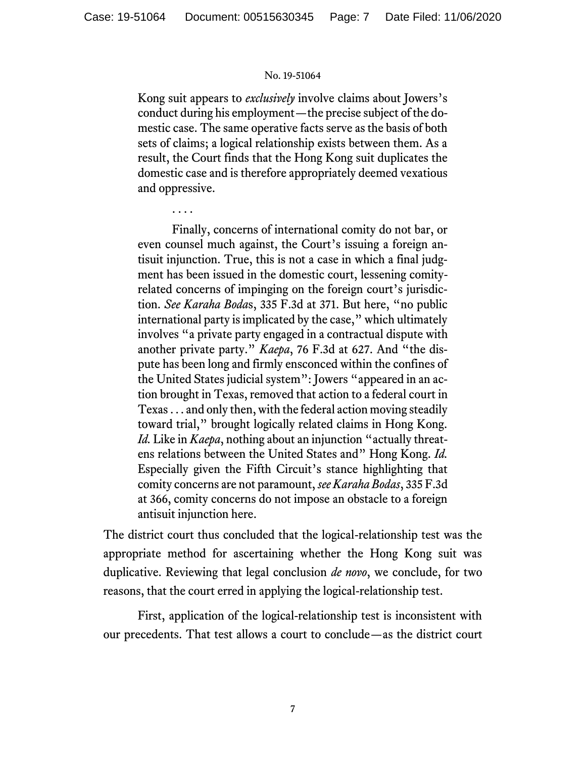> Kong suit appears to *exclusively* involve claims about Jowers's conduct during his employment—the precise subject of the domestic case. The same operative facts serve as the basis of both sets of claims; a logical relationship exists between them. As a result, the Court finds that the Hong Kong suit duplicates the domestic case and is therefore appropriately deemed vexatious and oppressive.
>
> . . . .
>
> Finally, concerns of international comity do not bar, or even counsel much against, the Court's issuing a foreign antisuit injunction. True, this is not a case in which a final judgment has been issued in the domestic court, lessening comity-related concerns of impinging on the foreign court's jurisdiction. *See Karaha Bodas*, 335 F.3d at 371. But here, "no public international party is implicated by the case," which ultimately involves "a private party engaged in a contractual dispute with another private party." *Kaepa*, 76 F.3d at 627. And "the dispute has been long and firmly ensconced within the confines of the United States judicial system": Jowers "appeared in an action brought in Texas, removed that action to a federal court in Texas . . . and only then, with the federal action moving steadily toward trial," brought logically related claims in Hong Kong. *Id.* Like in *Kaepa*, nothing about an injunction "actually threatens relations between the United States and" Hong Kong. *Id.* Especially given the Fifth Circuit's stance highlighting that comity concerns are not paramount, *see Karaha Bodas*, 335 F.3d at 366, comity concerns do not impose an obstacle to a foreign antisuit injunction here.

The district court thus concluded that the logical-relationship test was the appropriate method for ascertaining whether the Hong Kong suit was duplicative. Reviewing that legal conclusion *de novo*, we conclude, for two reasons, that the court erred in applying the logical-relationship test.

First, application of the logical-relationship test is inconsistent with our precedents. That test allows a court to conclude—as the district court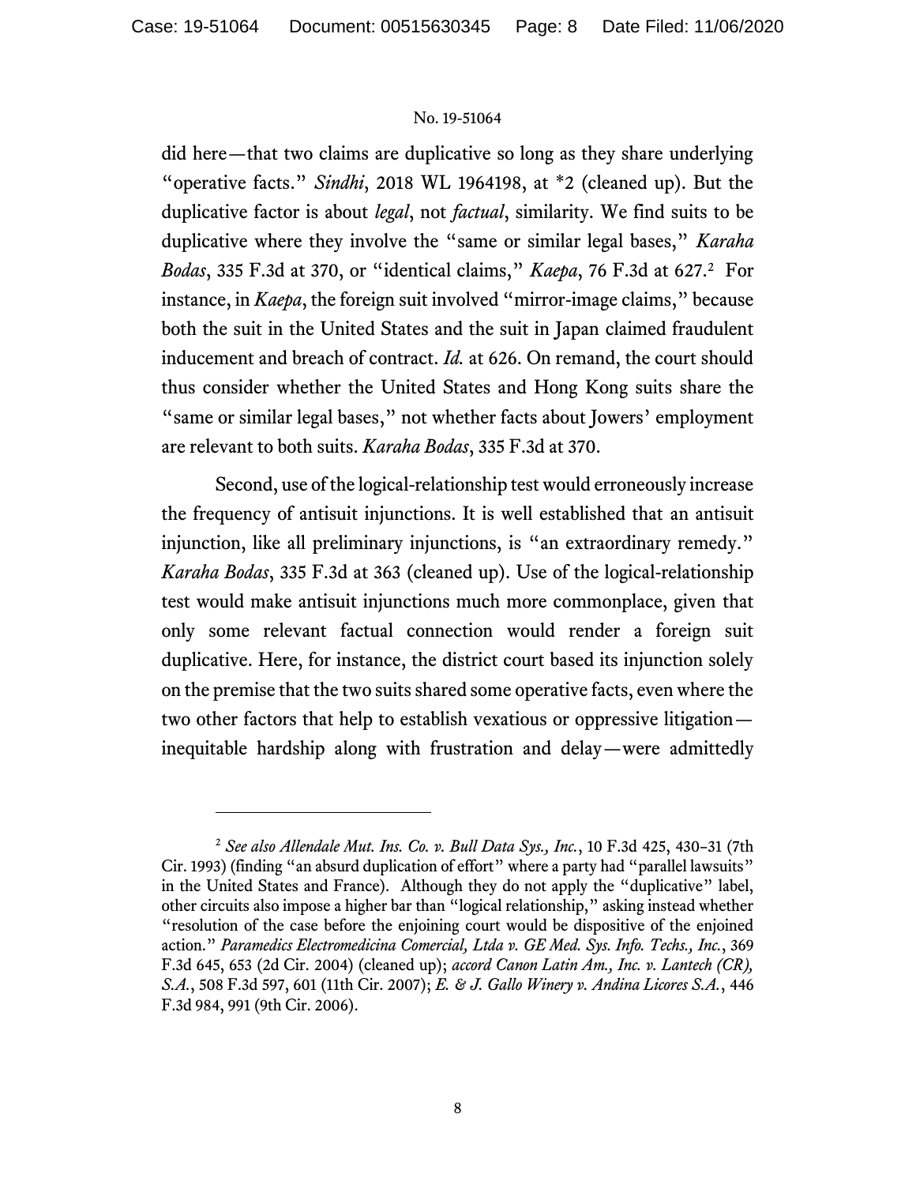did here—that two claims are duplicative so long as they share underlying "operative facts." *Sindhi*, 2018 WL 1964198, at *2 (cleaned up). But the duplicative factor is about *legal*, not *factual*, similarity. We find suits to be duplicative where they involve the "same or similar legal bases," *Karaha Bodas*, 335 F.3d at 370, or "identical claims," *Kaepa*, 76 F.3d at 627.[2] For instance, in *Kaepa*, the foreign suit involved "mirror-image claims," because both the suit in the United States and the suit in Japan claimed fraudulent inducement and breach of contract. *Id.* at 626. On remand, the court should thus consider whether the United States and Hong Kong suits share the "same or similar legal bases," not whether facts about Jowers' employment are relevant to both suits. *Karaha Bodas*, 335 F.3d at 370.

Second, use of the logical-relationship test would erroneously increase the frequency of antisuit injunctions. It is well established that an antisuit injunction, like all preliminary injunctions, is "an extraordinary remedy." *Karaha Bodas*, 335 F.3d at 363 (cleaned up). Use of the logical-relationship test would make antisuit injunctions much more commonplace, given that only some relevant factual connection would render a foreign suit duplicative. Here, for instance, the district court based its injunction solely on the premise that the two suits shared some operative facts, even where the two other factors that help to establish vexatious or oppressive litigation—inequitable hardship along with frustration and delay—were admittedly

---

[2] *See also Allendale Mut. Ins. Co. v. Bull Data Sys., Inc.*, 10 F.3d 425, 430–31 (7th Cir. 1993) (finding "an absurd duplication of effort" where a party had "parallel lawsuits" in the United States and France). Although they do not apply the "duplicative" label, other circuits also impose a higher bar than "logical relationship," asking instead whether "resolution of the case before the enjoining court would be dispositive of the enjoined action." *Paramedics Electromedicina Comercial, Ltda v. GE Med. Sys. Info. Techs., Inc.*, 369 F.3d 645, 653 (2d Cir. 2004) (cleaned up); *accord Canon Latin Am., Inc. v. Lantech (CR), S.A.*, 508 F.3d 597, 601 (11th Cir. 2007); *E. & J. Gallo Winery v. Andina Licores S.A.*, 446 F.3d 984, 991 (9th Cir. 2006).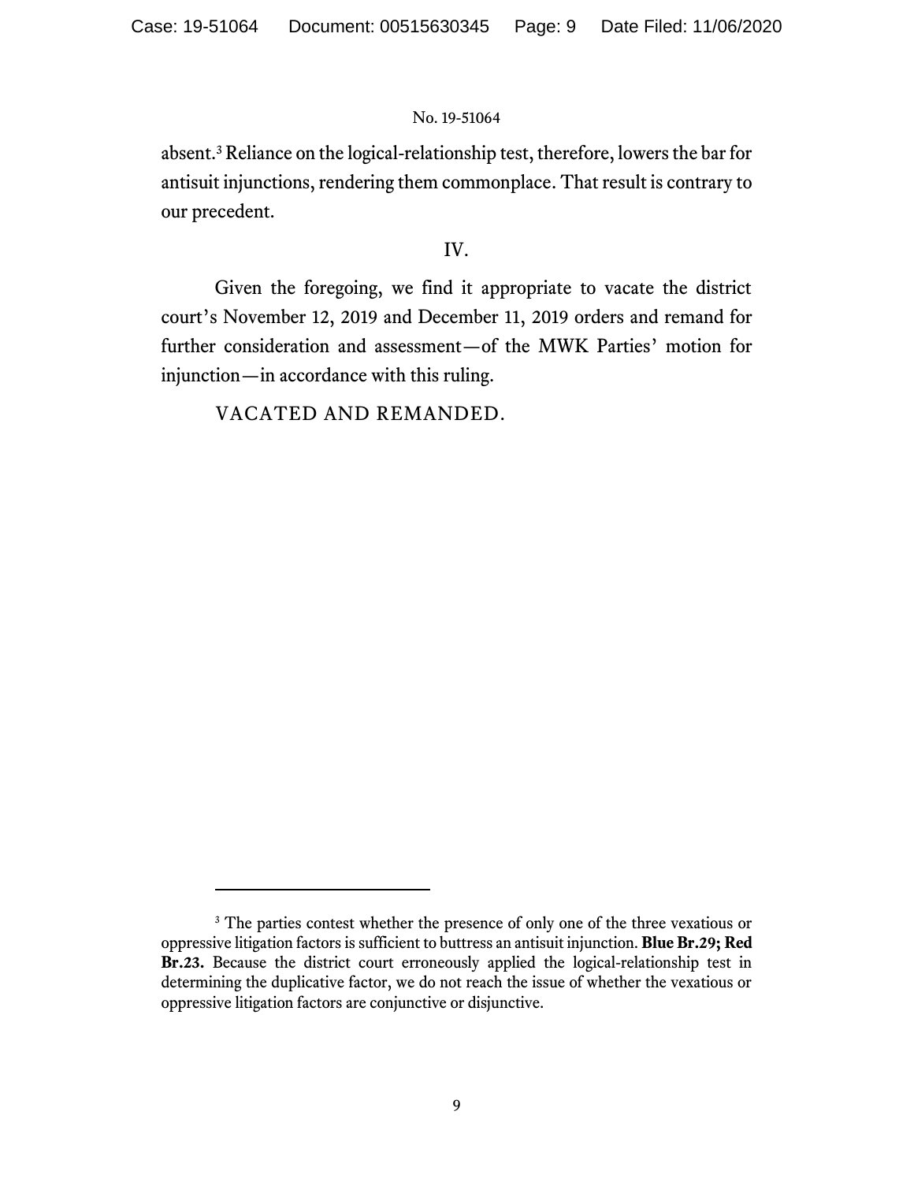absent.[3] Reliance on the logical-relationship test, therefore, lowers the bar for antisuit injunctions, rendering them commonplace. That result is contrary to our precedent.

## IV.

Given the foregoing, we find it appropriate to vacate the district court's November 12, 2019 and December 11, 2019 orders and remand for further consideration and assessment—of the MWK Parties' motion for injunction—in accordance with this ruling.

VACATED AND REMANDED.

---

[3] The parties contest whether the presence of only one of the three vexatious or oppressive litigation factors is sufficient to buttress an antisuit injunction. **Blue Br.29; Red Br.23.** Because the district court erroneously applied the logical-relationship test in determining the duplicative factor, we do not reach the issue of whether the vexatious or oppressive litigation factors are conjunctive or disjunctive.